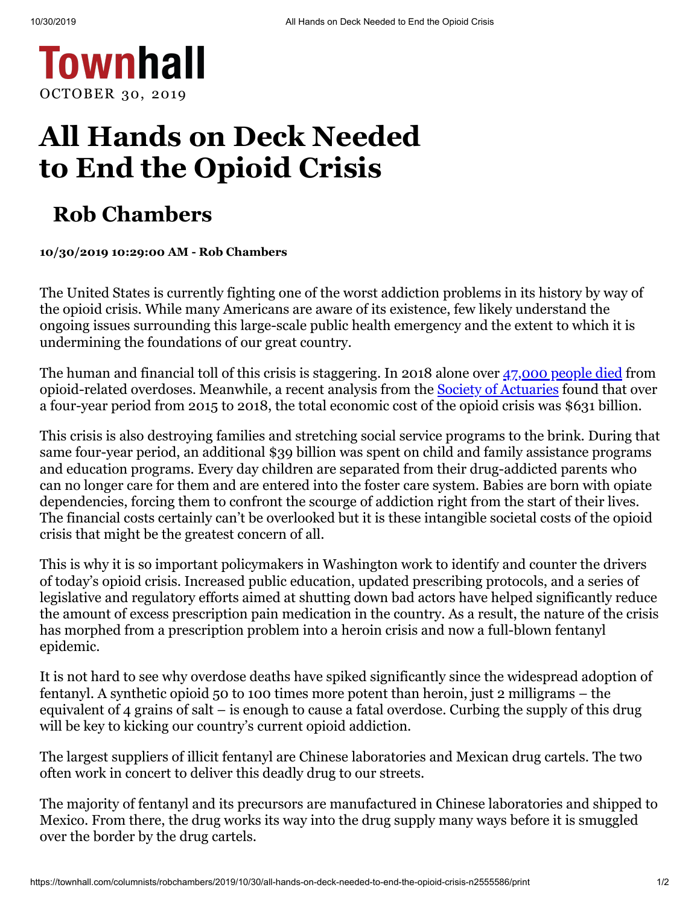Townhall

OCTOBER 30, 2019

# All Hands on Deck Needed to End the Opioid Crisis

## Rob Chambers

**10/30/2019 10:29:00 AM - Rob Chambers**

The United States is currently fighting one of the worst addiction problems in its history by way of the opioid crisis. While many Americans are aware of its existence, few likely understand the ongoing issues surrounding this large-scale public health emergency and the extent to which it is undermining the foundations of our great country.

The human and financial toll of this crisis is staggering. In 2018 alone over 47,000 people died from opioid-related overdoses. Meanwhile, a recent analysis from the Society of Actuaries found that over a four-year period from 2015 to 2018, the total economic cost of the opioid crisis was $631 billion.

This crisis is also destroying families and stretching social service programs to the brink. During that same four-year period, an additional $39 billion was spent on child and family assistance programs and education programs. Every day children are separated from their drug-addicted parents who can no longer care for them and are entered into the foster care system. Babies are born with opiate dependencies, forcing them to confront the scourge of addiction right from the start of their lives. The financial costs certainly can't be overlooked but it is these intangible societal costs of the opioid crisis that might be the greatest concern of all.

This is why it is so important policymakers in Washington work to identify and counter the drivers of today's opioid crisis. Increased public education, updated prescribing protocols, and a series of legislative and regulatory efforts aimed at shutting down bad actors have helped significantly reduce the amount of excess prescription pain medication in the country. As a result, the nature of the crisis has morphed from a prescription problem into a heroin crisis and now a full-blown fentanyl epidemic.

It is not hard to see why overdose deaths have spiked significantly since the widespread adoption of fentanyl. A synthetic opioid 50 to 100 times more potent than heroin, just 2 milligrams – the equivalent of 4 grains of salt – is enough to cause a fatal overdose. Curbing the supply of this drug will be key to kicking our country's current opioid addiction.

The largest suppliers of illicit fentanyl are Chinese laboratories and Mexican drug cartels. The two often work in concert to deliver this deadly drug to our streets.

The majority of fentanyl and its precursors are manufactured in Chinese laboratories and shipped to Mexico. From there, the drug works its way into the drug supply many ways before it is smuggled over the border by the drug cartels.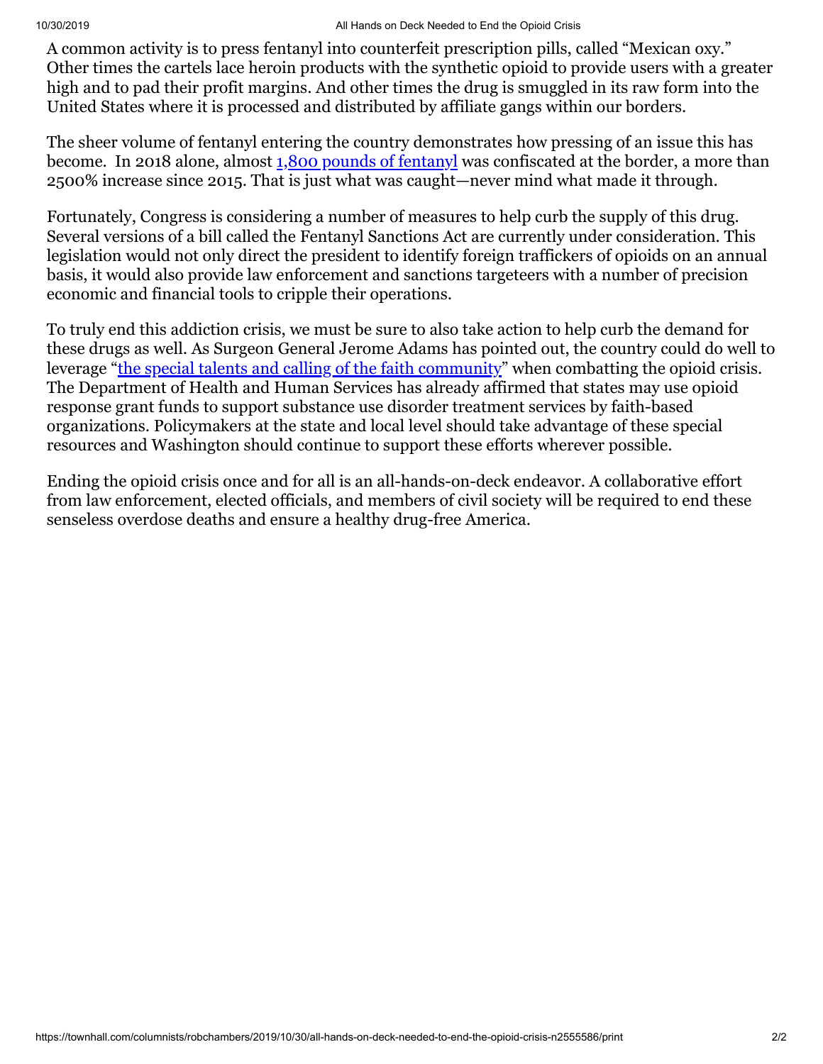A common activity is to press fentanyl into counterfeit prescription pills, called "Mexican oxy." Other times the cartels lace heroin products with the synthetic opioid to provide users with a greater high and to pad their profit margins. And other times the drug is smuggled in its raw form into the United States where it is processed and distributed by affiliate gangs within our borders.

The sheer volume of fentanyl entering the country demonstrates how pressing of an issue this has become. In 2018 alone, almost 1,800 pounds of fentanyl was confiscated at the border, a more than 2500% increase since 2015. That is just what was caught—never mind what made it through.

Fortunately, Congress is considering a number of measures to help curb the supply of this drug. Several versions of a bill called the Fentanyl Sanctions Act are currently under consideration. This legislation would not only direct the president to identify foreign traffickers of opioids on an annual basis, it would also provide law enforcement and sanctions targeteers with a number of precision economic and financial tools to cripple their operations.

To truly end this addiction crisis, we must be sure to also take action to help curb the demand for these drugs as well. As Surgeon General Jerome Adams has pointed out, the country could do well to leverage "the special talents and calling of the faith community" when combatting the opioid crisis. The Department of Health and Human Services has already affirmed that states may use opioid response grant funds to support substance use disorder treatment services by faith-based organizations. Policymakers at the state and local level should take advantage of these special resources and Washington should continue to support these efforts wherever possible.

Ending the opioid crisis once and for all is an all-hands-on-deck endeavor. A collaborative effort from law enforcement, elected officials, and members of civil society will be required to end these senseless overdose deaths and ensure a healthy drug-free America.